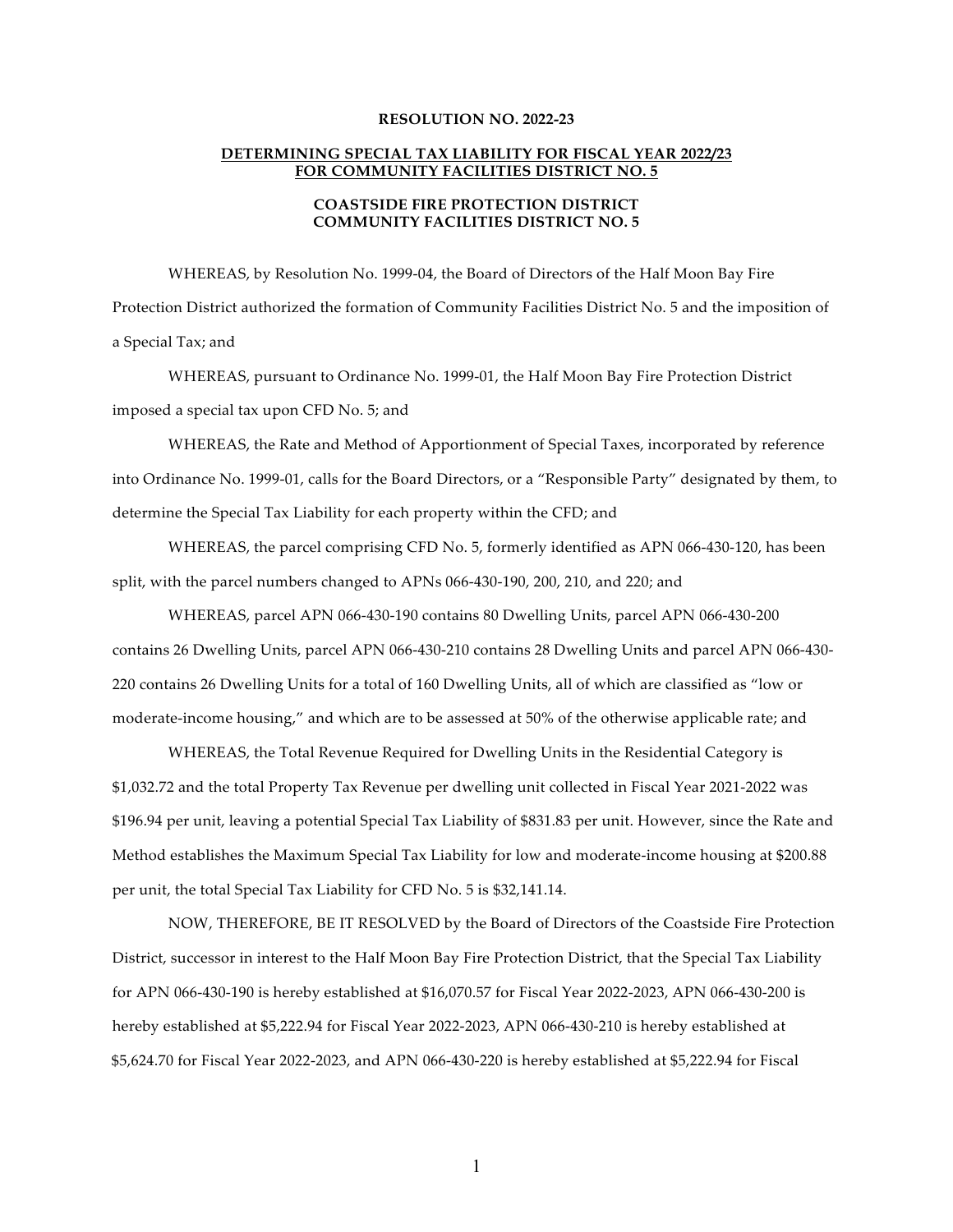**RESOLUTION NO. 2022-23**

**DETERMINING SPECIAL TAX LIABILITY FOR FISCAL YEAR 2022/23 FOR COMMUNITY FACILITIES DISTRICT NO. 5**

**COASTSIDE FIRE PROTECTION DISTRICT**
**COMMUNITY FACILITIES DISTRICT NO. 5**

WHEREAS, by Resolution No. 1999-04, the Board of Directors of the Half Moon Bay Fire Protection District authorized the formation of Community Facilities District No. 5 and the imposition of a Special Tax; and

WHEREAS, pursuant to Ordinance No. 1999-01, the Half Moon Bay Fire Protection District imposed a special tax upon CFD No. 5; and

WHEREAS, the Rate and Method of Apportionment of Special Taxes, incorporated by reference into Ordinance No. 1999-01, calls for the Board Directors, or a "Responsible Party" designated by them, to determine the Special Tax Liability for each property within the CFD; and

WHEREAS, the parcel comprising CFD No. 5, formerly identified as APN 066-430-120, has been split, with the parcel numbers changed to APNs 066-430-190, 200, 210, and 220; and

WHEREAS, parcel APN 066-430-190 contains 80 Dwelling Units, parcel APN 066-430-200 contains 26 Dwelling Units, parcel APN 066-430-210 contains 28 Dwelling Units and parcel APN 066-430-220 contains 26 Dwelling Units for a total of 160 Dwelling Units, all of which are classified as "low or moderate-income housing," and which are to be assessed at 50% of the otherwise applicable rate; and

WHEREAS, the Total Revenue Required for Dwelling Units in the Residential Category is $1,032.72 and the total Property Tax Revenue per dwelling unit collected in Fiscal Year 2021-2022 was $196.94 per unit, leaving a potential Special Tax Liability of $831.83 per unit. However, since the Rate and Method establishes the Maximum Special Tax Liability for low and moderate-income housing at $200.88 per unit, the total Special Tax Liability for CFD No. 5 is $32,141.14.

NOW, THEREFORE, BE IT RESOLVED by the Board of Directors of the Coastside Fire Protection District, successor in interest to the Half Moon Bay Fire Protection District, that the Special Tax Liability for APN 066-430-190 is hereby established at $16,070.57 for Fiscal Year 2022-2023, APN 066-430-200 is hereby established at $5,222.94 for Fiscal Year 2022-2023, APN 066-430-210 is hereby established at $5,624.70 for Fiscal Year 2022-2023, and APN 066-430-220 is hereby established at $5,222.94 for Fiscal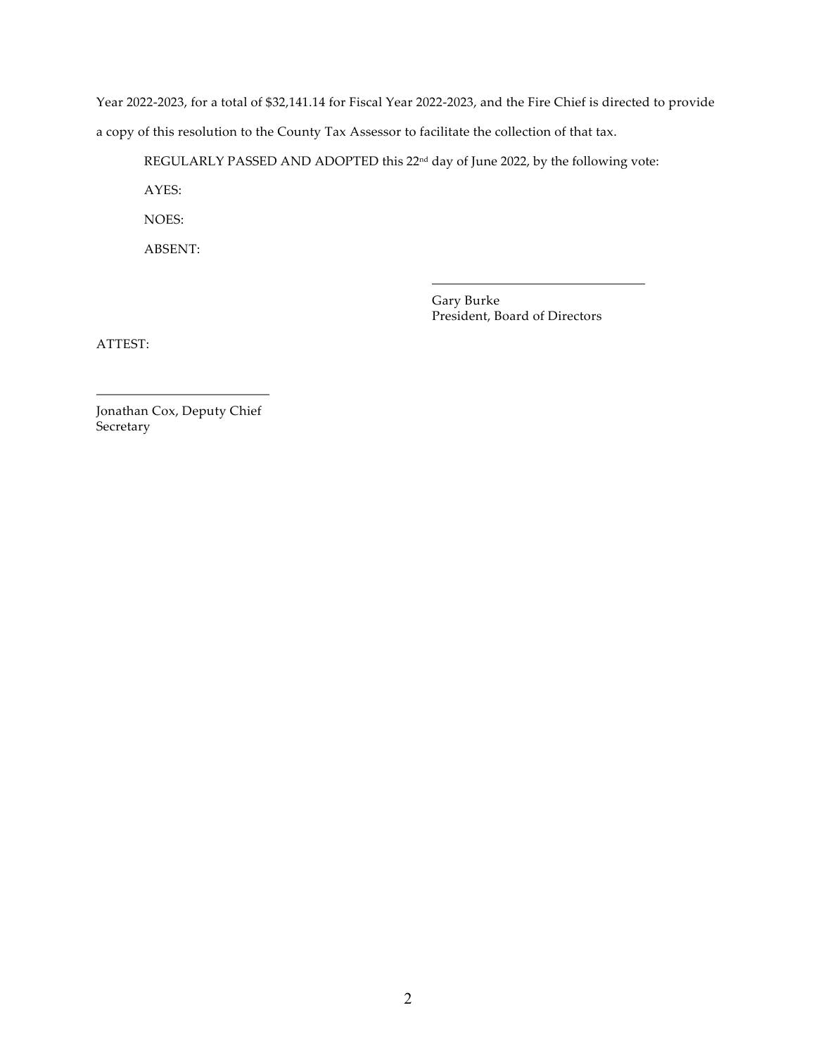Year 2022-2023, for a total of $32,141.14 for Fiscal Year 2022-2023, and the Fire Chief is directed to provide a copy of this resolution to the County Tax Assessor to facilitate the collection of that tax.

REGULARLY PASSED AND ADOPTED this 22nd day of June 2022, by the following vote:

AYES:

NOES:

ABSENT:

\_\_\_\_\_\_\_\_\_\_\_\_\_\_\_\_\_\_\_\_\_\_\_\_\_\_\_\_\_\_\_\_
Gary Burke
President, Board of Directors

ATTEST:

\_\_\_\_\_\_\_\_\_\_\_\_\_\_\_\_\_\_\_\_\_\_\_\_\_\_\_
Jonathan Cox, Deputy Chief
Secretary